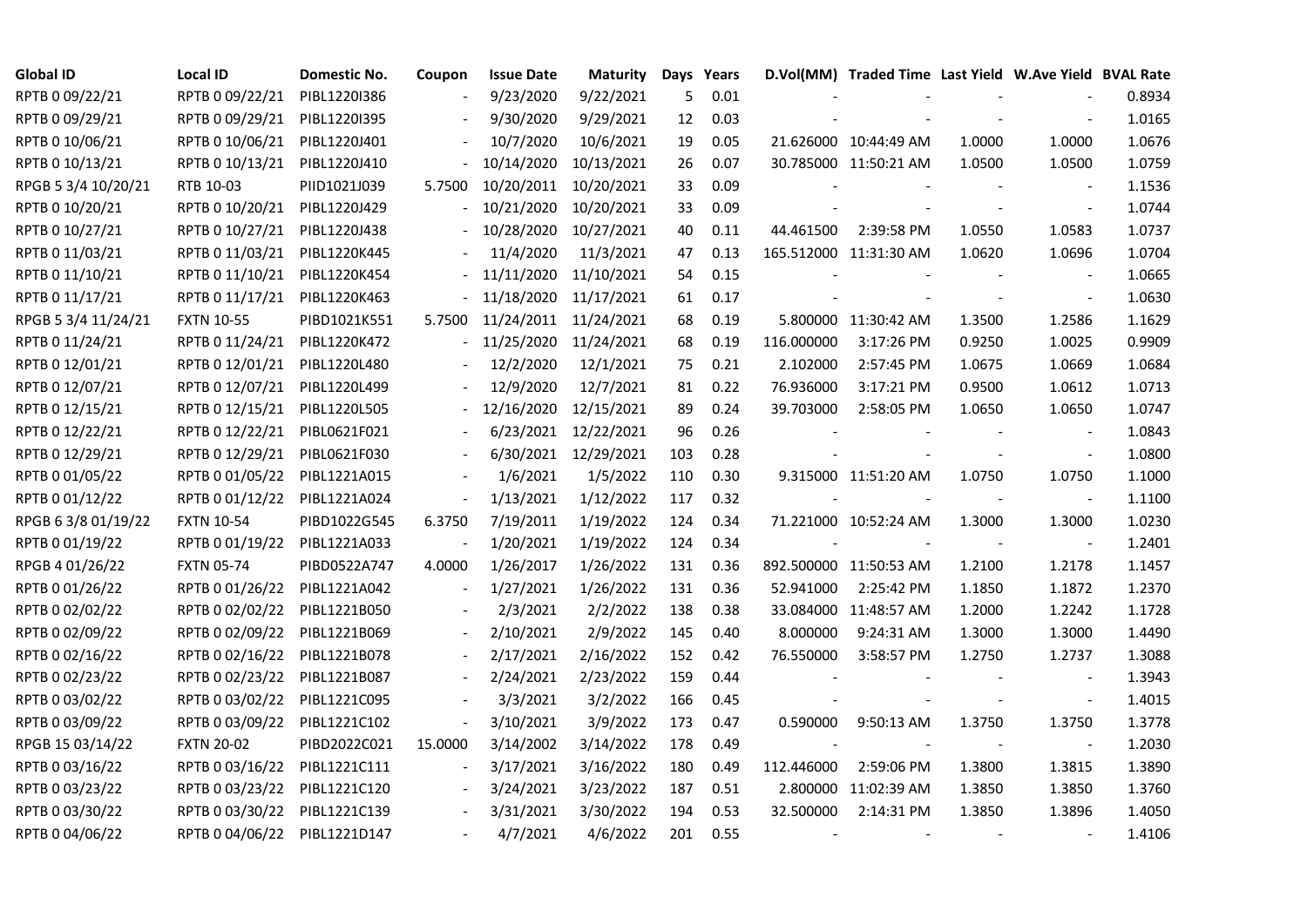| Global ID | Local ID | Domestic No. | Coupon | Issue Date | Maturity | Days | Years | D.Vol(MM) | Traded Time | Last Yield | W.Ave Yield | BVAL Rate |
|---|---|---|---|---|---|---|---|---|---|---|---|---|
| RPTB 0 09/22/21 | RPTB 0 09/22/21 | PIBL1220I386 | - | 9/23/2020 | 9/22/2021 | 5 | 0.01 | - | - | - | - | 0.8934 |
| RPTB 0 09/29/21 | RPTB 0 09/29/21 | PIBL1220I395 | - | 9/30/2020 | 9/29/2021 | 12 | 0.03 | - | - | - | - | 1.0165 |
| RPTB 0 10/06/21 | RPTB 0 10/06/21 | PIBL1220J401 | - | 10/7/2020 | 10/6/2021 | 19 | 0.05 | 21.626000 | 10:44:49 AM | 1.0000 | 1.0000 | 1.0676 |
| RPTB 0 10/13/21 | RPTB 0 10/13/21 | PIBL1220J410 | - | 10/14/2020 | 10/13/2021 | 26 | 0.07 | 30.785000 | 11:50:21 AM | 1.0500 | 1.0500 | 1.0759 |
| RPGB 5 3/4 10/20/21 | RTB 10-03 | PIID1021J039 | 5.7500 | 10/20/2011 | 10/20/2021 | 33 | 0.09 | - | - | - | - | 1.1536 |
| RPTB 0 10/20/21 | RPTB 0 10/20/21 | PIBL1220J429 | - | 10/21/2020 | 10/20/2021 | 33 | 0.09 | - | - | - | - | 1.0744 |
| RPTB 0 10/27/21 | RPTB 0 10/27/21 | PIBL1220J438 | - | 10/28/2020 | 10/27/2021 | 40 | 0.11 | 44.461500 | 2:39:58 PM | 1.0550 | 1.0583 | 1.0737 |
| RPTB 0 11/03/21 | RPTB 0 11/03/21 | PIBL1220K445 | - | 11/4/2020 | 11/3/2021 | 47 | 0.13 | 165.512000 | 11:31:30 AM | 1.0620 | 1.0696 | 1.0704 |
| RPTB 0 11/10/21 | RPTB 0 11/10/21 | PIBL1220K454 | - | 11/11/2020 | 11/10/2021 | 54 | 0.15 | - | - | - | - | 1.0665 |
| RPTB 0 11/17/21 | RPTB 0 11/17/21 | PIBL1220K463 | - | 11/18/2020 | 11/17/2021 | 61 | 0.17 | - | - | - | - | 1.0630 |
| RPGB 5 3/4 11/24/21 | FXTN 10-55 | PIBD1021K551 | 5.7500 | 11/24/2011 | 11/24/2021 | 68 | 0.19 | 5.800000 | 11:30:42 AM | 1.3500 | 1.2586 | 1.1629 |
| RPTB 0 11/24/21 | RPTB 0 11/24/21 | PIBL1220K472 | - | 11/25/2020 | 11/24/2021 | 68 | 0.19 | 116.000000 | 3:17:26 PM | 0.9250 | 1.0025 | 0.9909 |
| RPTB 0 12/01/21 | RPTB 0 12/01/21 | PIBL1220L480 | - | 12/2/2020 | 12/1/2021 | 75 | 0.21 | 2.102000 | 2:57:45 PM | 1.0675 | 1.0669 | 1.0684 |
| RPTB 0 12/07/21 | RPTB 0 12/07/21 | PIBL1220L499 | - | 12/9/2020 | 12/7/2021 | 81 | 0.22 | 76.936000 | 3:17:21 PM | 0.9500 | 1.0612 | 1.0713 |
| RPTB 0 12/15/21 | RPTB 0 12/15/21 | PIBL1220L505 | - | 12/16/2020 | 12/15/2021 | 89 | 0.24 | 39.703000 | 2:58:05 PM | 1.0650 | 1.0650 | 1.0747 |
| RPTB 0 12/22/21 | RPTB 0 12/22/21 | PIBL0621F021 | - | 6/23/2021 | 12/22/2021 | 96 | 0.26 | - | - | - | - | 1.0843 |
| RPTB 0 12/29/21 | RPTB 0 12/29/21 | PIBL0621F030 | - | 6/30/2021 | 12/29/2021 | 103 | 0.28 | - | - | - | - | 1.0800 |
| RPTB 0 01/05/22 | RPTB 0 01/05/22 | PIBL1221A015 | - | 1/6/2021 | 1/5/2022 | 110 | 0.30 | 9.315000 | 11:51:20 AM | 1.0750 | 1.0750 | 1.1000 |
| RPTB 0 01/12/22 | RPTB 0 01/12/22 | PIBL1221A024 | - | 1/13/2021 | 1/12/2022 | 117 | 0.32 | - | - | - | - | 1.1100 |
| RPGB 6 3/8 01/19/22 | FXTN 10-54 | PIBD1022G545 | 6.3750 | 7/19/2011 | 1/19/2022 | 124 | 0.34 | 71.221000 | 10:52:24 AM | 1.3000 | 1.3000 | 1.0230 |
| RPTB 0 01/19/22 | RPTB 0 01/19/22 | PIBL1221A033 | - | 1/20/2021 | 1/19/2022 | 124 | 0.34 | - | - | - | - | 1.2401 |
| RPGB 4 01/26/22 | FXTN 05-74 | PIBD0522A747 | 4.0000 | 1/26/2017 | 1/26/2022 | 131 | 0.36 | 892.500000 | 11:50:53 AM | 1.2100 | 1.2178 | 1.1457 |
| RPTB 0 01/26/22 | RPTB 0 01/26/22 | PIBL1221A042 | - | 1/27/2021 | 1/26/2022 | 131 | 0.36 | 52.941000 | 2:25:42 PM | 1.1850 | 1.1872 | 1.2370 |
| RPTB 0 02/02/22 | RPTB 0 02/02/22 | PIBL1221B050 | - | 2/3/2021 | 2/2/2022 | 138 | 0.38 | 33.084000 | 11:48:57 AM | 1.2000 | 1.2242 | 1.1728 |
| RPTB 0 02/09/22 | RPTB 0 02/09/22 | PIBL1221B069 | - | 2/10/2021 | 2/9/2022 | 145 | 0.40 | 8.000000 | 9:24:31 AM | 1.3000 | 1.3000 | 1.4490 |
| RPTB 0 02/16/22 | RPTB 0 02/16/22 | PIBL1221B078 | - | 2/17/2021 | 2/16/2022 | 152 | 0.42 | 76.550000 | 3:58:57 PM | 1.2750 | 1.2737 | 1.3088 |
| RPTB 0 02/23/22 | RPTB 0 02/23/22 | PIBL1221B087 | - | 2/24/2021 | 2/23/2022 | 159 | 0.44 | - | - | - | - | 1.3943 |
| RPTB 0 03/02/22 | RPTB 0 03/02/22 | PIBL1221C095 | - | 3/3/2021 | 3/2/2022 | 166 | 0.45 | - | - | - | - | 1.4015 |
| RPTB 0 03/09/22 | RPTB 0 03/09/22 | PIBL1221C102 | - | 3/10/2021 | 3/9/2022 | 173 | 0.47 | 0.590000 | 9:50:13 AM | 1.3750 | 1.3750 | 1.3778 |
| RPGB 15 03/14/22 | FXTN 20-02 | PIBD2022C021 | 15.0000 | 3/14/2002 | 3/14/2022 | 178 | 0.49 | - | - | - | - | 1.2030 |
| RPTB 0 03/16/22 | RPTB 0 03/16/22 | PIBL1221C111 | - | 3/17/2021 | 3/16/2022 | 180 | 0.49 | 112.446000 | 2:59:06 PM | 1.3800 | 1.3815 | 1.3890 |
| RPTB 0 03/23/22 | RPTB 0 03/23/22 | PIBL1221C120 | - | 3/24/2021 | 3/23/2022 | 187 | 0.51 | 2.800000 | 11:02:39 AM | 1.3850 | 1.3850 | 1.3760 |
| RPTB 0 03/30/22 | RPTB 0 03/30/22 | PIBL1221C139 | - | 3/31/2021 | 3/30/2022 | 194 | 0.53 | 32.500000 | 2:14:31 PM | 1.3850 | 1.3896 | 1.4050 |
| RPTB 0 04/06/22 | RPTB 0 04/06/22 | PIBL1221D147 | - | 4/7/2021 | 4/6/2022 | 201 | 0.55 | - | - | - | - | 1.4106 |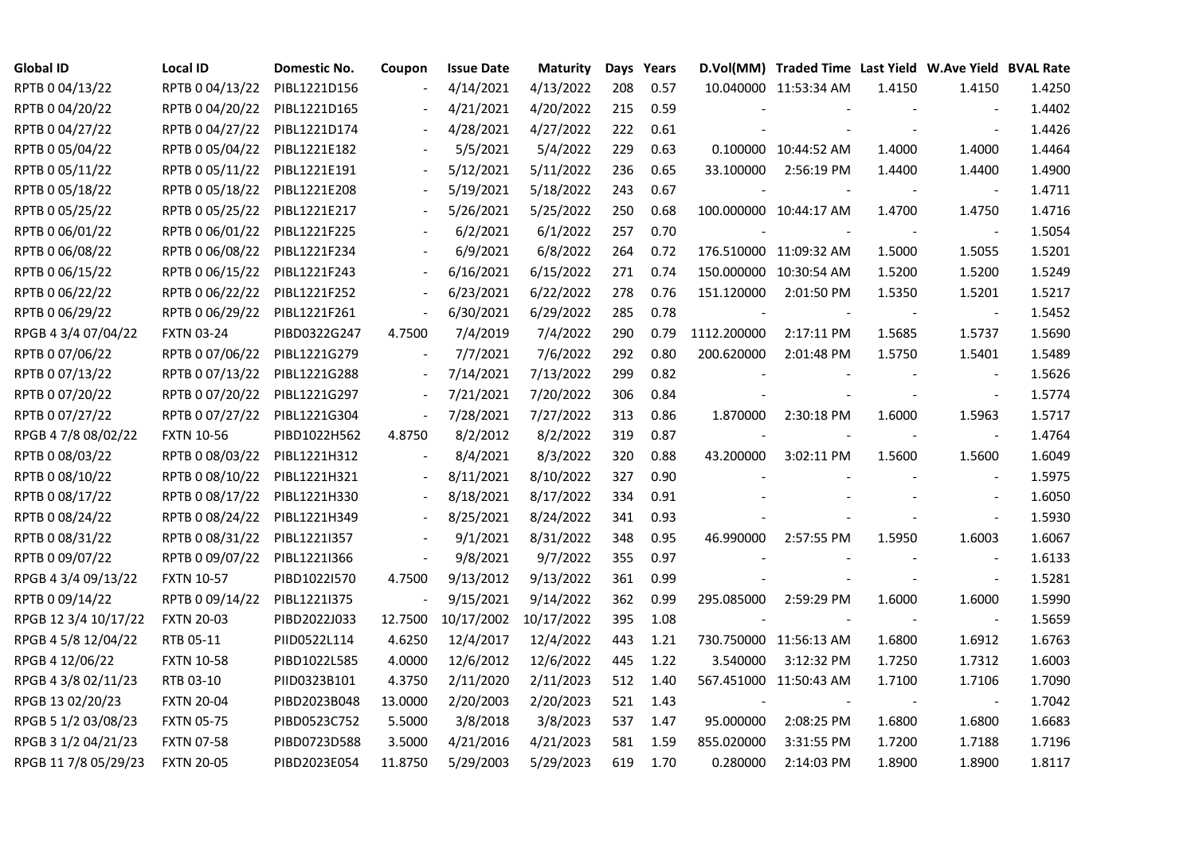| Global ID | Local ID | Domestic No. | Coupon | Issue Date | Maturity | Days | Years | D.Vol(MM) | Traded Time | Last Yield | W.Ave Yield | BVAL Rate |
|---|---|---|---|---|---|---|---|---|---|---|---|---|
| RPTB 0 04/13/22 | RPTB 0 04/13/22 | PIBL1221D156 | - | 4/14/2021 | 4/13/2022 | 208 | 0.57 | 10.040000 | 11:53:34 AM | 1.4150 | 1.4150 | 1.4250 |
| RPTB 0 04/20/22 | RPTB 0 04/20/22 | PIBL1221D165 | - | 4/21/2021 | 4/20/2022 | 215 | 0.59 | - | - | - | - | 1.4402 |
| RPTB 0 04/27/22 | RPTB 0 04/27/22 | PIBL1221D174 | - | 4/28/2021 | 4/27/2022 | 222 | 0.61 | - | - | - | - | 1.4426 |
| RPTB 0 05/04/22 | RPTB 0 05/04/22 | PIBL1221E182 | - | 5/5/2021 | 5/4/2022 | 229 | 0.63 | 0.100000 | 10:44:52 AM | 1.4000 | 1.4000 | 1.4464 |
| RPTB 0 05/11/22 | RPTB 0 05/11/22 | PIBL1221E191 | - | 5/12/2021 | 5/11/2022 | 236 | 0.65 | 33.100000 | 2:56:19 PM | 1.4400 | 1.4400 | 1.4900 |
| RPTB 0 05/18/22 | RPTB 0 05/18/22 | PIBL1221E208 | - | 5/19/2021 | 5/18/2022 | 243 | 0.67 | - | - | - | - | 1.4711 |
| RPTB 0 05/25/22 | RPTB 0 05/25/22 | PIBL1221E217 | - | 5/26/2021 | 5/25/2022 | 250 | 0.68 | 100.000000 | 10:44:17 AM | 1.4700 | 1.4750 | 1.4716 |
| RPTB 0 06/01/22 | RPTB 0 06/01/22 | PIBL1221F225 | - | 6/2/2021 | 6/1/2022 | 257 | 0.70 | - | - | - | - | 1.5054 |
| RPTB 0 06/08/22 | RPTB 0 06/08/22 | PIBL1221F234 | - | 6/9/2021 | 6/8/2022 | 264 | 0.72 | 176.510000 | 11:09:32 AM | 1.5000 | 1.5055 | 1.5201 |
| RPTB 0 06/15/22 | RPTB 0 06/15/22 | PIBL1221F243 | - | 6/16/2021 | 6/15/2022 | 271 | 0.74 | 150.000000 | 10:30:54 AM | 1.5200 | 1.5200 | 1.5249 |
| RPTB 0 06/22/22 | RPTB 0 06/22/22 | PIBL1221F252 | - | 6/23/2021 | 6/22/2022 | 278 | 0.76 | 151.120000 | 2:01:50 PM | 1.5350 | 1.5201 | 1.5217 |
| RPTB 0 06/29/22 | RPTB 0 06/29/22 | PIBL1221F261 | - | 6/30/2021 | 6/29/2022 | 285 | 0.78 | - | - | - | - | 1.5452 |
| RPGB 4 3/4 07/04/22 | FXTN 03-24 | PIBD0322G247 | 4.7500 | 7/4/2019 | 7/4/2022 | 290 | 0.79 | 1112.200000 | 2:17:11 PM | 1.5685 | 1.5737 | 1.5690 |
| RPTB 0 07/06/22 | RPTB 0 07/06/22 | PIBL1221G279 | - | 7/7/2021 | 7/6/2022 | 292 | 0.80 | 200.620000 | 2:01:48 PM | 1.5750 | 1.5401 | 1.5489 |
| RPTB 0 07/13/22 | RPTB 0 07/13/22 | PIBL1221G288 | - | 7/14/2021 | 7/13/2022 | 299 | 0.82 | - | - | - | - | 1.5626 |
| RPTB 0 07/20/22 | RPTB 0 07/20/22 | PIBL1221G297 | - | 7/21/2021 | 7/20/2022 | 306 | 0.84 | - | - | - | - | 1.5774 |
| RPTB 0 07/27/22 | RPTB 0 07/27/22 | PIBL1221G304 | - | 7/28/2021 | 7/27/2022 | 313 | 0.86 | 1.870000 | 2:30:18 PM | 1.6000 | 1.5963 | 1.5717 |
| RPGB 4 7/8 08/02/22 | FXTN 10-56 | PIBD1022H562 | 4.8750 | 8/2/2012 | 8/2/2022 | 319 | 0.87 | - | - | - | - | 1.4764 |
| RPTB 0 08/03/22 | RPTB 0 08/03/22 | PIBL1221H312 | - | 8/4/2021 | 8/3/2022 | 320 | 0.88 | 43.200000 | 3:02:11 PM | 1.5600 | 1.5600 | 1.6049 |
| RPTB 0 08/10/22 | RPTB 0 08/10/22 | PIBL1221H321 | - | 8/11/2021 | 8/10/2022 | 327 | 0.90 | - | - | - | - | 1.5975 |
| RPTB 0 08/17/22 | RPTB 0 08/17/22 | PIBL1221H330 | - | 8/18/2021 | 8/17/2022 | 334 | 0.91 | - | - | - | - | 1.6050 |
| RPTB 0 08/24/22 | RPTB 0 08/24/22 | PIBL1221H349 | - | 8/25/2021 | 8/24/2022 | 341 | 0.93 | - | - | - | - | 1.5930 |
| RPTB 0 08/31/22 | RPTB 0 08/31/22 | PIBL1221I357 | - | 9/1/2021 | 8/31/2022 | 348 | 0.95 | 46.990000 | 2:57:55 PM | 1.5950 | 1.6003 | 1.6067 |
| RPTB 0 09/07/22 | RPTB 0 09/07/22 | PIBL1221I366 | - | 9/8/2021 | 9/7/2022 | 355 | 0.97 | - | - | - | - | 1.6133 |
| RPGB 4 3/4 09/13/22 | FXTN 10-57 | PIBD1022I570 | 4.7500 | 9/13/2012 | 9/13/2022 | 361 | 0.99 | - | - | - | - | 1.5281 |
| RPTB 0 09/14/22 | RPTB 0 09/14/22 | PIBL1221I375 | - | 9/15/2021 | 9/14/2022 | 362 | 0.99 | 295.085000 | 2:59:29 PM | 1.6000 | 1.6000 | 1.5990 |
| RPGB 12 3/4 10/17/22 | FXTN 20-03 | PIBD2022J033 | 12.7500 | 10/17/2002 | 10/17/2022 | 395 | 1.08 | - | - | - | - | 1.5659 |
| RPGB 4 5/8 12/04/22 | RTB 05-11 | PIID0522L114 | 4.6250 | 12/4/2017 | 12/4/2022 | 443 | 1.21 | 730.750000 | 11:56:13 AM | 1.6800 | 1.6912 | 1.6763 |
| RPGB 4 12/06/22 | FXTN 10-58 | PIBD1022L585 | 4.0000 | 12/6/2012 | 12/6/2022 | 445 | 1.22 | 3.540000 | 3:12:32 PM | 1.7250 | 1.7312 | 1.6003 |
| RPGB 4 3/8 02/11/23 | RTB 03-10 | PIID0323B101 | 4.3750 | 2/11/2020 | 2/11/2023 | 512 | 1.40 | 567.451000 | 11:50:43 AM | 1.7100 | 1.7106 | 1.7090 |
| RPGB 13 02/20/23 | FXTN 20-04 | PIBD2023B048 | 13.0000 | 2/20/2003 | 2/20/2023 | 521 | 1.43 | - | - | - | - | 1.7042 |
| RPGB 5 1/2 03/08/23 | FXTN 05-75 | PIBD0523C752 | 5.5000 | 3/8/2018 | 3/8/2023 | 537 | 1.47 | 95.000000 | 2:08:25 PM | 1.6800 | 1.6800 | 1.6683 |
| RPGB 3 1/2 04/21/23 | FXTN 07-58 | PIBD0723D588 | 3.5000 | 4/21/2016 | 4/21/2023 | 581 | 1.59 | 855.020000 | 3:31:55 PM | 1.7200 | 1.7188 | 1.7196 |
| RPGB 11 7/8 05/29/23 | FXTN 20-05 | PIBD2023E054 | 11.8750 | 5/29/2003 | 5/29/2023 | 619 | 1.70 | 0.280000 | 2:14:03 PM | 1.8900 | 1.8900 | 1.8117 |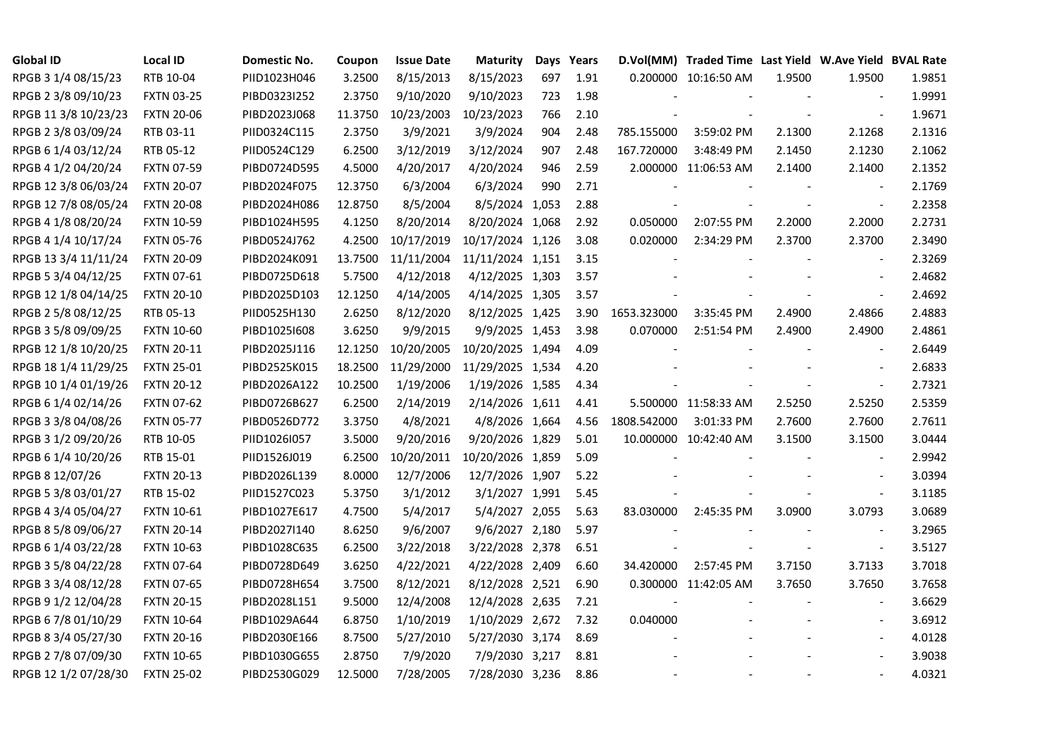| Global ID | Local ID | Domestic No. | Coupon | Issue Date | Maturity | Days | Years | D.Vol(MM) | Traded Time | Last Yield | W.Ave Yield | BVAL Rate |
|---|---|---|---|---|---|---|---|---|---|---|---|---|
| RPGB 3 1/4 08/15/23 | RTB 10-04 | PIID1023H046 | 3.2500 | 8/15/2013 | 8/15/2023 | 697 | 1.91 | 0.200000 | 10:16:50 AM | 1.9500 | 1.9500 | 1.9851 |
| RPGB 2 3/8 09/10/23 | FXTN 03-25 | PIBD0323I252 | 2.3750 | 9/10/2020 | 9/10/2023 | 723 | 1.98 | - | - | - | - | 1.9991 |
| RPGB 11 3/8 10/23/23 | FXTN 20-06 | PIBD2023J068 | 11.3750 | 10/23/2003 | 10/23/2023 | 766 | 2.10 | - | - | - | - | 1.9671 |
| RPGB 2 3/8 03/09/24 | RTB 03-11 | PIID0324C115 | 2.3750 | 3/9/2021 | 3/9/2024 | 904 | 2.48 | 785.155000 | 3:59:02 PM | 2.1300 | 2.1268 | 2.1316 |
| RPGB 6 1/4 03/12/24 | RTB 05-12 | PIID0524C129 | 6.2500 | 3/12/2019 | 3/12/2024 | 907 | 2.48 | 167.720000 | 3:48:49 PM | 2.1450 | 2.1230 | 2.1062 |
| RPGB 4 1/2 04/20/24 | FXTN 07-59 | PIBD0724D595 | 4.5000 | 4/20/2017 | 4/20/2024 | 946 | 2.59 | 2.000000 | 11:06:53 AM | 2.1400 | 2.1400 | 2.1352 |
| RPGB 12 3/8 06/03/24 | FXTN 20-07 | PIBD2024F075 | 12.3750 | 6/3/2004 | 6/3/2024 | 990 | 2.71 | - | - | - | - | 2.1769 |
| RPGB 12 7/8 08/05/24 | FXTN 20-08 | PIBD2024H086 | 12.8750 | 8/5/2004 | 8/5/2024 | 1,053 | 2.88 | - | - | - | - | 2.2358 |
| RPGB 4 1/8 08/20/24 | FXTN 10-59 | PIBD1024H595 | 4.1250 | 8/20/2014 | 8/20/2024 | 1,068 | 2.92 | 0.050000 | 2:07:55 PM | 2.2000 | 2.2000 | 2.2731 |
| RPGB 4 1/4 10/17/24 | FXTN 05-76 | PIBD0524J762 | 4.2500 | 10/17/2019 | 10/17/2024 | 1,126 | 3.08 | 0.020000 | 2:34:29 PM | 2.3700 | 2.3700 | 2.3490 |
| RPGB 13 3/4 11/11/24 | FXTN 20-09 | PIBD2024K091 | 13.7500 | 11/11/2004 | 11/11/2024 | 1,151 | 3.15 | - | - | - | - | 2.3269 |
| RPGB 5 3/4 04/12/25 | FXTN 07-61 | PIBD0725D618 | 5.7500 | 4/12/2018 | 4/12/2025 | 1,303 | 3.57 | - | - | - | - | 2.4682 |
| RPGB 12 1/8 04/14/25 | FXTN 20-10 | PIBD2025D103 | 12.1250 | 4/14/2005 | 4/14/2025 | 1,305 | 3.57 | - | - | - | - | 2.4692 |
| RPGB 2 5/8 08/12/25 | RTB 05-13 | PIID0525H130 | 2.6250 | 8/12/2020 | 8/12/2025 | 1,425 | 3.90 | 1653.323000 | 3:35:45 PM | 2.4900 | 2.4866 | 2.4883 |
| RPGB 3 5/8 09/09/25 | FXTN 10-60 | PIBD1025I608 | 3.6250 | 9/9/2015 | 9/9/2025 | 1,453 | 3.98 | 0.070000 | 2:51:54 PM | 2.4900 | 2.4900 | 2.4861 |
| RPGB 12 1/8 10/20/25 | FXTN 20-11 | PIBD2025J116 | 12.1250 | 10/20/2005 | 10/20/2025 | 1,494 | 4.09 | - | - | - | - | 2.6449 |
| RPGB 18 1/4 11/29/25 | FXTN 25-01 | PIBD2525K015 | 18.2500 | 11/29/2000 | 11/29/2025 | 1,534 | 4.20 | - | - | - | - | 2.6833 |
| RPGB 10 1/4 01/19/26 | FXTN 20-12 | PIBD2026A122 | 10.2500 | 1/19/2006 | 1/19/2026 | 1,585 | 4.34 | - | - | - | - | 2.7321 |
| RPGB 6 1/4 02/14/26 | FXTN 07-62 | PIBD0726B627 | 6.2500 | 2/14/2019 | 2/14/2026 | 1,611 | 4.41 | 5.500000 | 11:58:33 AM | 2.5250 | 2.5250 | 2.5359 |
| RPGB 3 3/8 04/08/26 | FXTN 05-77 | PIBD0526D772 | 3.3750 | 4/8/2021 | 4/8/2026 | 1,664 | 4.56 | 1808.542000 | 3:01:33 PM | 2.7600 | 2.7600 | 2.7611 |
| RPGB 3 1/2 09/20/26 | RTB 10-05 | PIID1026I057 | 3.5000 | 9/20/2016 | 9/20/2026 | 1,829 | 5.01 | 10.000000 | 10:42:40 AM | 3.1500 | 3.1500 | 3.0444 |
| RPGB 6 1/4 10/20/26 | RTB 15-01 | PIID1526J019 | 6.2500 | 10/20/2011 | 10/20/2026 | 1,859 | 5.09 | - | - | - | - | 2.9942 |
| RPGB 8 12/07/26 | FXTN 20-13 | PIBD2026L139 | 8.0000 | 12/7/2006 | 12/7/2026 | 1,907 | 5.22 | - | - | - | - | 3.0394 |
| RPGB 5 3/8 03/01/27 | RTB 15-02 | PIID1527C023 | 5.3750 | 3/1/2012 | 3/1/2027 | 1,991 | 5.45 | - | - | - | - | 3.1185 |
| RPGB 4 3/4 05/04/27 | FXTN 10-61 | PIBD1027E617 | 4.7500 | 5/4/2017 | 5/4/2027 | 2,055 | 5.63 | 83.030000 | 2:45:35 PM | 3.0900 | 3.0793 | 3.0689 |
| RPGB 8 5/8 09/06/27 | FXTN 20-14 | PIBD2027I140 | 8.6250 | 9/6/2007 | 9/6/2027 | 2,180 | 5.97 | - | - | - | - | 3.2965 |
| RPGB 6 1/4 03/22/28 | FXTN 10-63 | PIBD1028C635 | 6.2500 | 3/22/2018 | 3/22/2028 | 2,378 | 6.51 | - | - | - | - | 3.5127 |
| RPGB 3 5/8 04/22/28 | FXTN 07-64 | PIBD0728D649 | 3.6250 | 4/22/2021 | 4/22/2028 | 2,409 | 6.60 | 34.420000 | 2:57:45 PM | 3.7150 | 3.7133 | 3.7018 |
| RPGB 3 3/4 08/12/28 | FXTN 07-65 | PIBD0728H654 | 3.7500 | 8/12/2021 | 8/12/2028 | 2,521 | 6.90 | 0.300000 | 11:42:05 AM | 3.7650 | 3.7650 | 3.7658 |
| RPGB 9 1/2 12/04/28 | FXTN 20-15 | PIBD2028L151 | 9.5000 | 12/4/2008 | 12/4/2028 | 2,635 | 7.21 | - | - | - | - | 3.6629 |
| RPGB 6 7/8 01/10/29 | FXTN 10-64 | PIBD1029A644 | 6.8750 | 1/10/2019 | 1/10/2029 | 2,672 | 7.32 | 0.040000 | - | - | - | 3.6912 |
| RPGB 8 3/4 05/27/30 | FXTN 20-16 | PIBD2030E166 | 8.7500 | 5/27/2010 | 5/27/2030 | 3,174 | 8.69 | - | - | - | - | 4.0128 |
| RPGB 2 7/8 07/09/30 | FXTN 10-65 | PIBD1030G655 | 2.8750 | 7/9/2020 | 7/9/2030 | 3,217 | 8.81 | - | - | - | - | 3.9038 |
| RPGB 12 1/2 07/28/30 | FXTN 25-02 | PIBD2530G029 | 12.5000 | 7/28/2005 | 7/28/2030 | 3,236 | 8.86 | - | - | - | - | 4.0321 |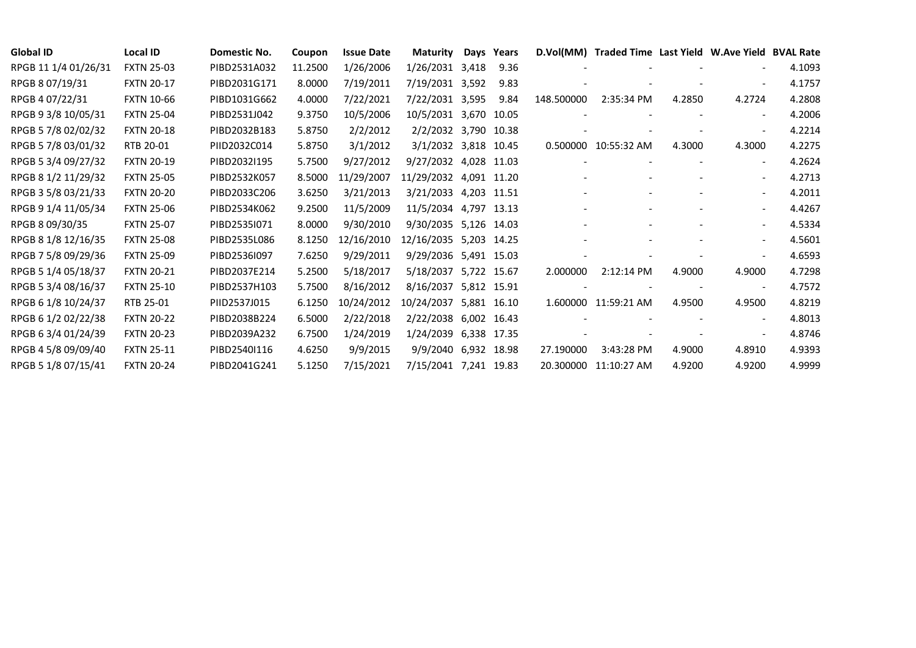| Global ID | Local ID | Domestic No. | Coupon | Issue Date | Maturity | Days | Years | D.Vol(MM) | Traded Time | Last Yield | W.Ave Yield | BVAL Rate |
|---|---|---|---|---|---|---|---|---|---|---|---|---|
| RPGB 11 1/4 01/26/31 | FXTN 25-03 | PIBD2531A032 | 11.2500 | 1/26/2006 | 1/26/2031 | 3,418 | 9.36 | - | - | - | - | 4.1093 |
| RPGB 8 07/19/31 | FXTN 20-17 | PIBD2031G171 | 8.0000 | 7/19/2011 | 7/19/2031 | 3,592 | 9.83 | - | - | - | - | 4.1757 |
| RPGB 4 07/22/31 | FXTN 10-66 | PIBD1031G662 | 4.0000 | 7/22/2021 | 7/22/2031 | 3,595 | 9.84 | 148.500000 | 2:35:34 PM | 4.2850 | 4.2724 | 4.2808 |
| RPGB 9 3/8 10/05/31 | FXTN 25-04 | PIBD2531J042 | 9.3750 | 10/5/2006 | 10/5/2031 | 3,670 | 10.05 | - | - | - | - | 4.2006 |
| RPGB 5 7/8 02/02/32 | FXTN 20-18 | PIBD2032B183 | 5.8750 | 2/2/2012 | 2/2/2032 | 3,790 | 10.38 | - | - | - | - | 4.2214 |
| RPGB 5 7/8 03/01/32 | RTB 20-01 | PIID2032C014 | 5.8750 | 3/1/2012 | 3/1/2032 | 3,818 | 10.45 | 0.500000 | 10:55:32 AM | 4.3000 | 4.3000 | 4.2275 |
| RPGB 5 3/4 09/27/32 | FXTN 20-19 | PIBD2032I195 | 5.7500 | 9/27/2012 | 9/27/2032 | 4,028 | 11.03 | - | - | - | - | 4.2624 |
| RPGB 8 1/2 11/29/32 | FXTN 25-05 | PIBD2532K057 | 8.5000 | 11/29/2007 | 11/29/2032 | 4,091 | 11.20 | - | - | - | - | 4.2713 |
| RPGB 3 5/8 03/21/33 | FXTN 20-20 | PIBD2033C206 | 3.6250 | 3/21/2013 | 3/21/2033 | 4,203 | 11.51 | - | - | - | - | 4.2011 |
| RPGB 9 1/4 11/05/34 | FXTN 25-06 | PIBD2534K062 | 9.2500 | 11/5/2009 | 11/5/2034 | 4,797 | 13.13 | - | - | - | - | 4.4267 |
| RPGB 8 09/30/35 | FXTN 25-07 | PIBD2535I071 | 8.0000 | 9/30/2010 | 9/30/2035 | 5,126 | 14.03 | - | - | - | - | 4.5334 |
| RPGB 8 1/8 12/16/35 | FXTN 25-08 | PIBD2535L086 | 8.1250 | 12/16/2010 | 12/16/2035 | 5,203 | 14.25 | - | - | - | - | 4.5601 |
| RPGB 7 5/8 09/29/36 | FXTN 25-09 | PIBD2536I097 | 7.6250 | 9/29/2011 | 9/29/2036 | 5,491 | 15.03 | - | - | - | - | 4.6593 |
| RPGB 5 1/4 05/18/37 | FXTN 20-21 | PIBD2037E214 | 5.2500 | 5/18/2017 | 5/18/2037 | 5,722 | 15.67 | 2.000000 | 2:12:14 PM | 4.9000 | 4.9000 | 4.7298 |
| RPGB 5 3/4 08/16/37 | FXTN 25-10 | PIBD2537H103 | 5.7500 | 8/16/2012 | 8/16/2037 | 5,812 | 15.91 | - | - | - | - | 4.7572 |
| RPGB 6 1/8 10/24/37 | RTB 25-01 | PIID2537J015 | 6.1250 | 10/24/2012 | 10/24/2037 | 5,881 | 16.10 | 1.600000 | 11:59:21 AM | 4.9500 | 4.9500 | 4.8219 |
| RPGB 6 1/2 02/22/38 | FXTN 20-22 | PIBD2038B224 | 6.5000 | 2/22/2018 | 2/22/2038 | 6,002 | 16.43 | - | - | - | - | 4.8013 |
| RPGB 6 3/4 01/24/39 | FXTN 20-23 | PIBD2039A232 | 6.7500 | 1/24/2019 | 1/24/2039 | 6,338 | 17.35 | - | - | - | - | 4.8746 |
| RPGB 4 5/8 09/09/40 | FXTN 25-11 | PIBD2540I116 | 4.6250 | 9/9/2015 | 9/9/2040 | 6,932 | 18.98 | 27.190000 | 3:43:28 PM | 4.9000 | 4.8910 | 4.9393 |
| RPGB 5 1/8 07/15/41 | FXTN 20-24 | PIBD2041G241 | 5.1250 | 7/15/2021 | 7/15/2041 | 7,241 | 19.83 | 20.300000 | 11:10:27 AM | 4.9200 | 4.9200 | 4.9999 |